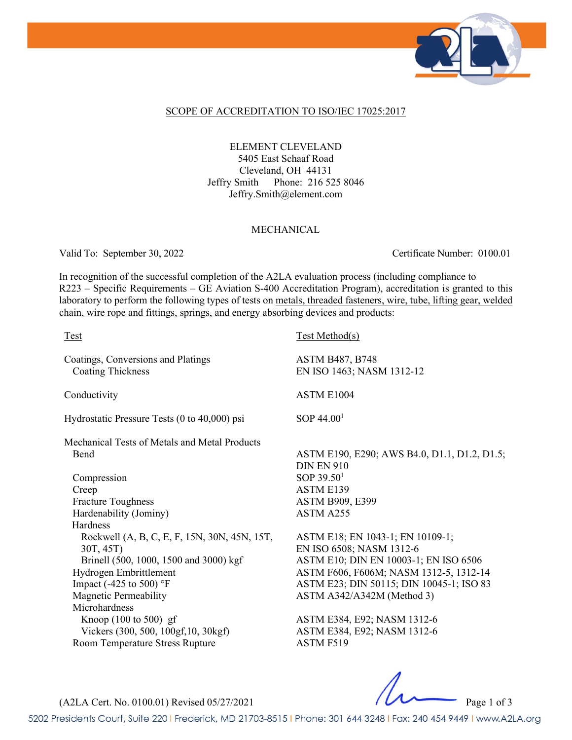SCOPE OF ACCREDITATION TO ISO/IEC 17025:2017

ELEMENT CLEVELAND
5405 East Schaaf Road
Cleveland, OH 44131
Jeffry Smith Phone: 216 525 8046
Jeffry.Smith@element.com

MECHANICAL

Valid To: September 30, 2022 Certificate Number: 0100.01

In recognition of the successful completion of the A2LA evaluation process (including compliance to R223 – Specific Requirements – GE Aviation S-400 Accreditation Program), accreditation is granted to this laboratory to perform the following types of tests on metals, threaded fasteners, wire, tube, lifting gear, welded chain, wire rope and fittings, springs, and energy absorbing devices and products:

| Test | Test Method(s) |
|---|---|
| Coatings, Conversions and Platings | |
| Coating Thickness | ASTM B487, B748<br>EN ISO 1463; NASM 1312-12 |
| Conductivity | ASTM E1004 |
| Hydrostatic Pressure Tests (0 to 40,000) psi | SOP 44.00[1] |
| Mechanical Tests of Metals and Metal Products | |
| Bend | ASTM E190, E290; AWS B4.0, D1.1, D1.2, D1.5; DIN EN 910 |
| Compression | SOP 39.50[1] |
| Creep | ASTM E139 |
| Fracture Toughness | ASTM B909, E399 |
| Hardenability (Jominy) | ASTM A255 |
| Hardness | |
| Rockwell (A, B, C, E, F, 15N, 30N, 45N, 15T, 30T, 45T) | ASTM E18; EN 1043-1; EN 10109-1; EN ISO 6508; NASM 1312-6 |
| Brinell (500, 1000, 1500 and 3000) kgf | ASTM E10; DIN EN 10003-1; EN ISO 6506 |
| Hydrogen Embrittlement | ASTM F606, F606M; NASM 1312-5, 1312-14 |
| Impact (-425 to 500) °F | ASTM E23; DIN 50115; DIN 10045-1; ISO 83 |
| Magnetic Permeability | ASTM A342/A342M (Method 3) |
| Microhardness | |
| Knoop (100 to 500) gf | ASTM E384, E92; NASM 1312-6 |
| Vickers (300, 500, 100gf,10, 30kgf) | ASTM E384, E92; NASM 1312-6 |
| Room Temperature Stress Rupture | ASTM F519 |

(A2LA Cert. No. 0100.01) Revised 05/27/2021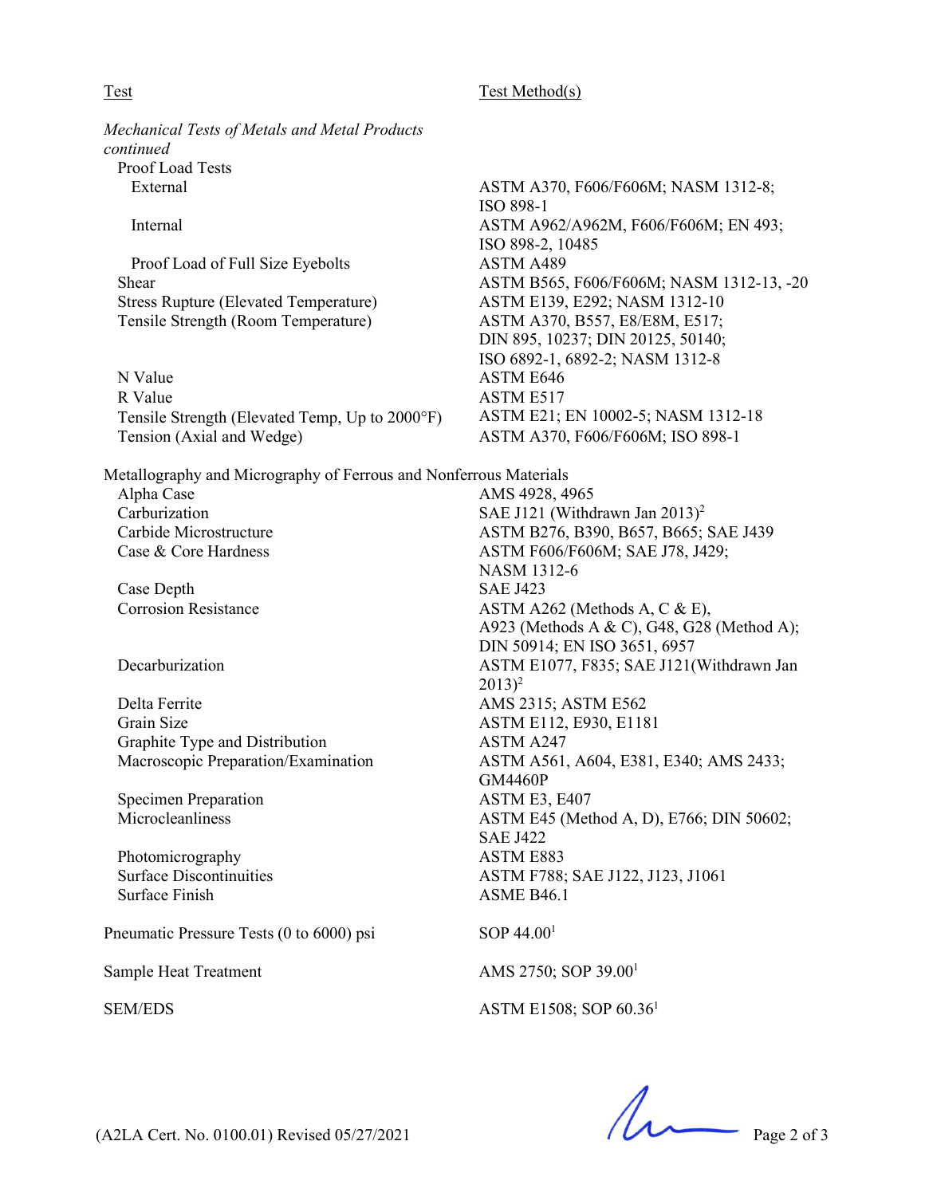| Test | Test Method(s) |
|---|---|
| *Mechanical Tests of Metals and Metal Products continued* | |
| Proof Load Tests | |
| External | ASTM A370, F606/F606M; NASM 1312-8; ISO 898-1 |
| Internal | ASTM A962/A962M, F606/F606M; EN 493; ISO 898-2, 10485 |
| Proof Load of Full Size Eyebolts | ASTM A489 |
| Shear | ASTM B565, F606/F606M; NASM 1312-13, -20 |
| Stress Rupture (Elevated Temperature) | ASTM E139, E292; NASM 1312-10 |
| Tensile Strength (Room Temperature) | ASTM A370, B557, E8/E8M, E517; DIN 895, 10237; DIN 20125, 50140; ISO 6892-1, 6892-2; NASM 1312-8 |
| N Value | ASTM E646 |
| R Value | ASTM E517 |
| Tensile Strength (Elevated Temp, Up to 2000°F) | ASTM E21; EN 10002-5; NASM 1312-18 |
| Tension (Axial and Wedge) | ASTM A370, F606/F606M; ISO 898-1 |
| Metallography and Micrography of Ferrous and Nonferrous Materials | |
| Alpha Case | AMS 4928, 4965 |
| Carburization | SAE J121 (Withdrawn Jan 2013)[2] |
| Carbide Microstructure | ASTM B276, B390, B657, B665; SAE J439 |
| Case & Core Hardness | ASTM F606/F606M; SAE J78, J429; NASM 1312-6 |
| Case Depth | SAE J423 |
| Corrosion Resistance | ASTM A262 (Methods A, C & E), A923 (Methods A & C), G48, G28 (Method A); DIN 50914; EN ISO 3651, 6957 |
| Decarburization | ASTM E1077, F835; SAE J121(Withdrawn Jan 2013)[2] |
| Delta Ferrite | AMS 2315; ASTM E562 |
| Grain Size | ASTM E112, E930, E1181 |
| Graphite Type and Distribution | ASTM A247 |
| Macroscopic Preparation/Examination | ASTM A561, A604, E381, E340; AMS 2433; GM4460P |
| Specimen Preparation | ASTM E3, E407 |
| Microcleanliness | ASTM E45 (Method A, D), E766; DIN 50602; SAE J422 |
| Photomicrography | ASTM E883 |
| Surface Discontinuities | ASTM F788; SAE J122, J123, J1061 |
| Surface Finish | ASME B46.1 |
| Pneumatic Pressure Tests (0 to 6000) psi | SOP 44.00[1] |
| Sample Heat Treatment | AMS 2750; SOP 39.00[1] |
| SEM/EDS | ASTM E1508; SOP 60.36[1] |

(A2LA Cert. No. 0100.01) Revised 05/27/2021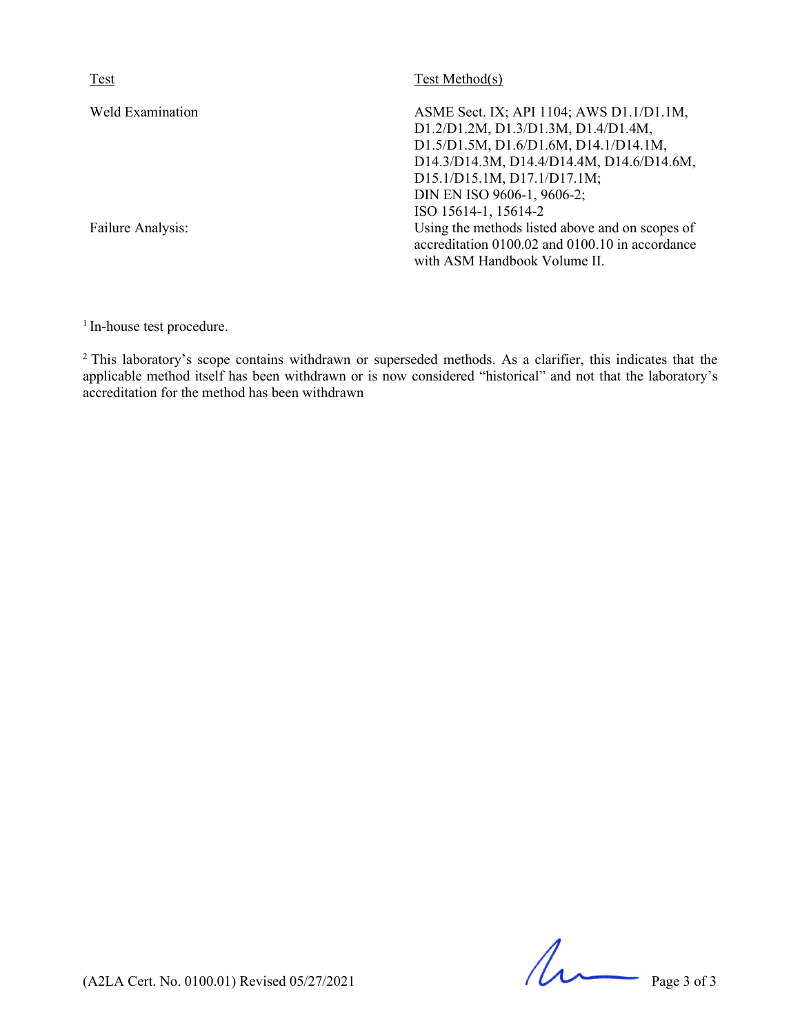| Test | Test Method(s) |
| --- | --- |
| Weld Examination | ASME Sect. IX; API 1104; AWS D1.1/D1.1M, D1.2/D1.2M, D1.3/D1.3M, D1.4/D1.4M, D1.5/D1.5M, D1.6/D1.6M, D14.1/D14.1M, D14.3/D14.3M, D14.4/D14.4M, D14.6/D14.6M, D15.1/D15.1M, D17.1/D17.1M; DIN EN ISO 9606-1, 9606-2; ISO 15614-1, 15614-2 |
| Failure Analysis: | Using the methods listed above and on scopes of accreditation 0100.02 and 0100.10 in accordance with ASM Handbook Volume II. |

[1] In-house test procedure.

[2] This laboratory's scope contains withdrawn or superseded methods. As a clarifier, this indicates that the applicable method itself has been withdrawn or is now considered "historical" and not that the laboratory's accreditation for the method has been withdrawn

(A2LA Cert. No. 0100.01) Revised 05/27/2021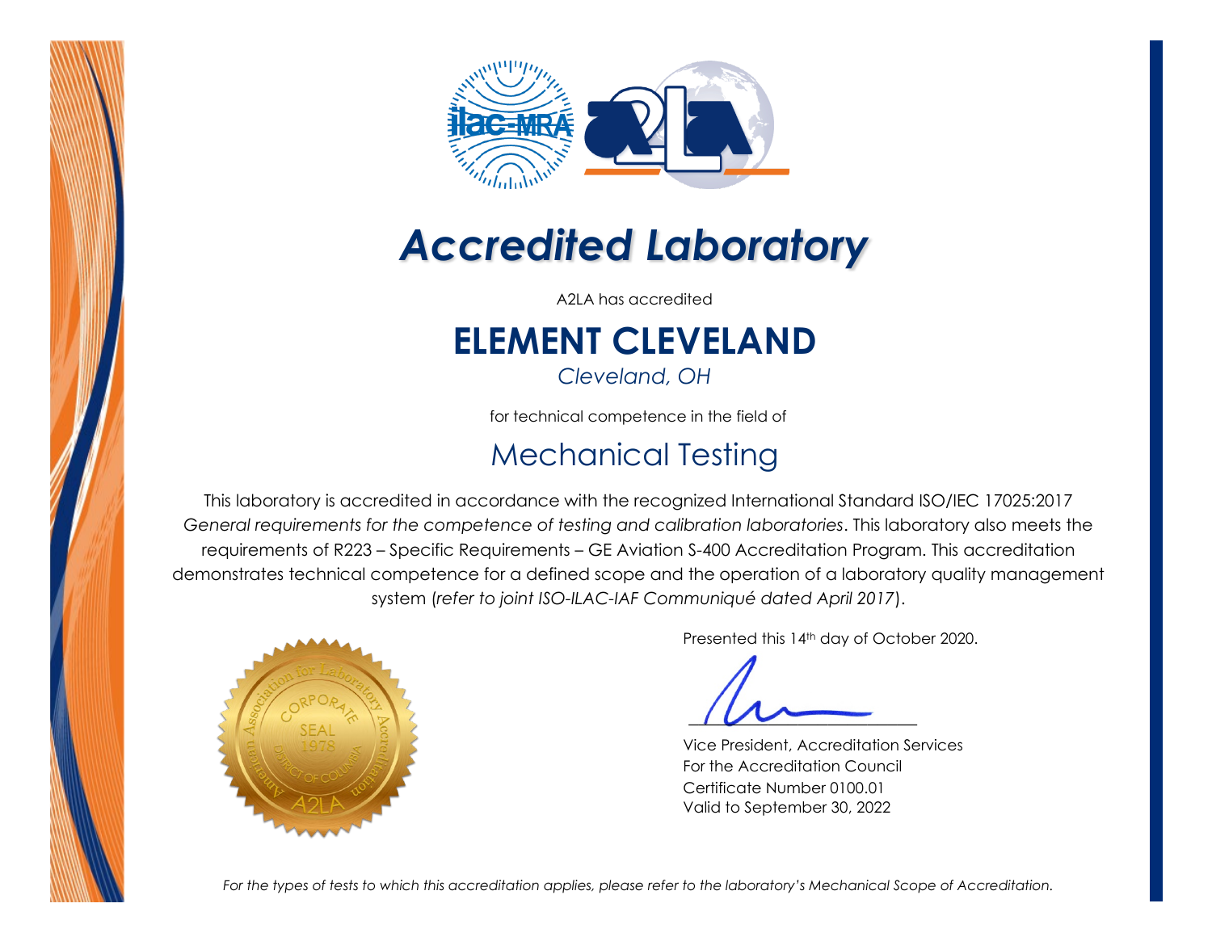# Accredited Laboratory

A2LA has accredited

## ELEMENT CLEVELAND

*Cleveland, OH*

for technical competence in the field of

## Mechanical Testing

This laboratory is accredited in accordance with the recognized International Standard ISO/IEC 17025:2017 *General requirements for the competence of testing and calibration laboratories*. This laboratory also meets the requirements of R223 – Specific Requirements – GE Aviation S-400 Accreditation Program. This accreditation demonstrates technical competence for a defined scope and the operation of a laboratory quality management system (*refer to joint ISO-ILAC-IAF Communiqué dated April 2017*).

Presented this 14th day of October 2020.

Vice President, Accreditation Services
For the Accreditation Council
Certificate Number 0100.01
Valid to September 30, 2022

*For the types of tests to which this accreditation applies, please refer to the laboratory's Mechanical Scope of Accreditation.*